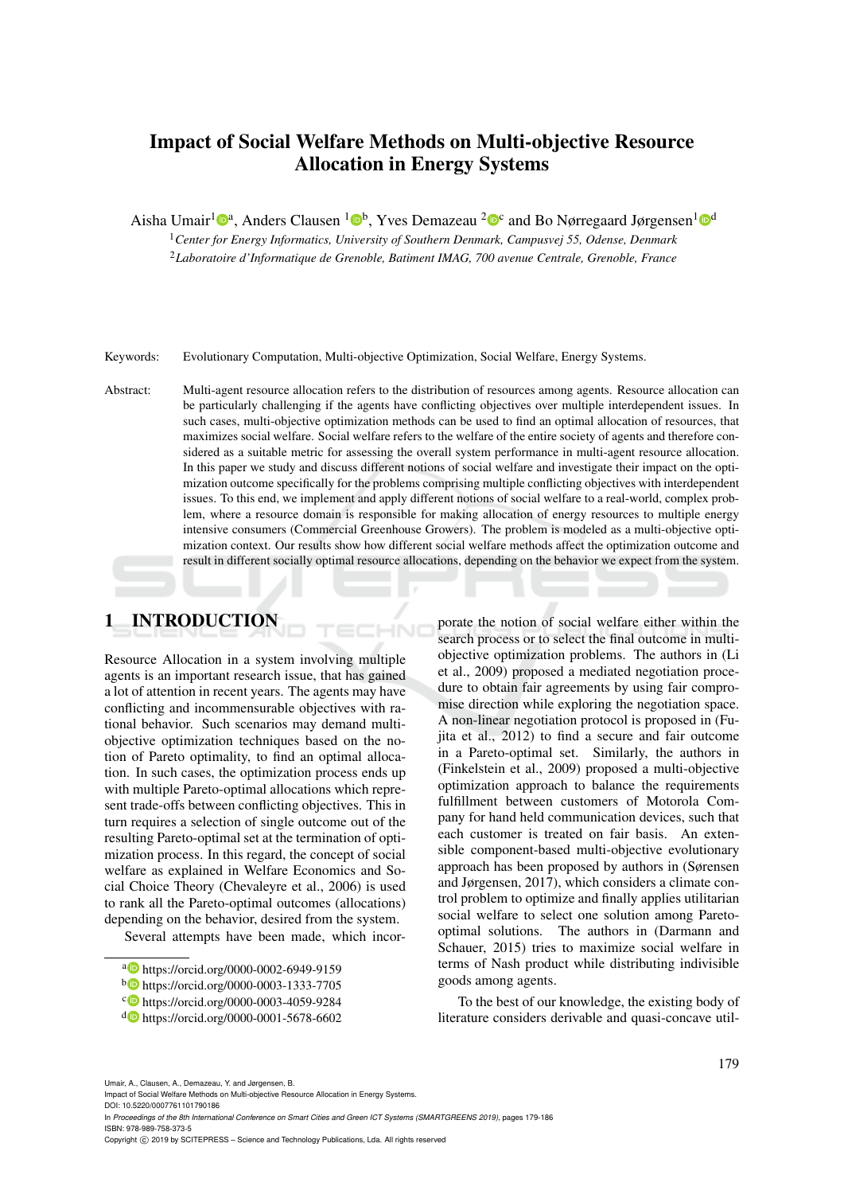# Impact of Social Welfare Methods on Multi-objective Resource Allocation in Energy Systems

Aisha Umair[1][a], Anders Clausen [1][b], Yves Demazeau [2][c] and Bo Nørregaard Jørgensen[1][d]

[1]*Center for Energy Informatics, University of Southern Denmark, Campusvej 55, Odense, Denmark*
[2]*Laboratoire d'Informatique de Grenoble, Batiment IMAG, 700 avenue Centrale, Grenoble, France*

Keywords: Evolutionary Computation, Multi-objective Optimization, Social Welfare, Energy Systems.

Abstract: Multi-agent resource allocation refers to the distribution of resources among agents. Resource allocation can be particularly challenging if the agents have conflicting objectives over multiple interdependent issues. In such cases, multi-objective optimization methods can be used to find an optimal allocation of resources, that maximizes social welfare. Social welfare refers to the welfare of the entire society of agents and therefore considered as a suitable metric for assessing the overall system performance in multi-agent resource allocation. In this paper we study and discuss different notions of social welfare and investigate their impact on the optimization outcome specifically for the problems comprising multiple conflicting objectives with interdependent issues. To this end, we implement and apply different notions of social welfare to a real-world, complex problem, where a resource domain is responsible for making allocation of energy resources to multiple energy intensive consumers (Commercial Greenhouse Growers). The problem is modeled as a multi-objective optimization context. Our results show how different social welfare methods affect the optimization outcome and result in different socially optimal resource allocations, depending on the behavior we expect from the system.

## 1 INTRODUCTION

Resource Allocation in a system involving multiple agents is an important research issue, that has gained a lot of attention in recent years. The agents may have conflicting and incommensurable objectives with rational behavior. Such scenarios may demand multi-objective optimization techniques based on the notion of Pareto optimality, to find an optimal allocation. In such cases, the optimization process ends up with multiple Pareto-optimal allocations which represent trade-offs between conflicting objectives. This in turn requires a selection of single outcome out of the resulting Pareto-optimal set at the termination of optimization process. In this regard, the concept of social welfare as explained in Welfare Economics and Social Choice Theory (Chevaleyre et al., 2006) is used to rank all the Pareto-optimal outcomes (allocations) depending on the behavior, desired from the system.

Several attempts have been made, which incorporate the notion of social welfare either within the search process or to select the final outcome in multi-objective optimization problems. The authors in (Li et al., 2009) proposed a mediated negotiation procedure to obtain fair agreements by using fair compromise direction while exploring the negotiation space. A non-linear negotiation protocol is proposed in (Fujita et al., 2012) to find a secure and fair outcome in a Pareto-optimal set. Similarly, the authors in (Finkelstein et al., 2009) proposed a multi-objective optimization approach to balance the requirements fulfillment between customers of Motorola Company for hand held communication devices, such that each customer is treated on fair basis. An extensible component-based multi-objective evolutionary approach has been proposed by authors in (Sørensen and Jørgensen, 2017), which considers a climate control problem to optimize and finally applies utilitarian social welfare to select one solution among Pareto-optimal solutions. The authors in (Darmann and Schauer, 2015) tries to maximize social welfare in terms of Nash product while distributing indivisible goods among agents.

To the best of our knowledge, the existing body of literature considers derivable and quasi-concave util-

[a] https://orcid.org/0000-0002-6949-9159
[b] https://orcid.org/0000-0003-1333-7705
[c] https://orcid.org/0000-0003-4059-9284
[d] https://orcid.org/0000-0001-5678-6602

Umair, A., Clausen, A., Demazeau, Y. and Jørgensen, B.
Impact of Social Welfare Methods on Multi-objective Resource Allocation in Energy Systems.
DOI: 10.5220/0007761101790186
In *Proceedings of the 8th International Conference on Smart Cities and Green ICT Systems (SMARTGREENS 2019)*, pages 179-186
ISBN: 978-989-758-373-5
Copyright © 2019 by SCITEPRESS – Science and Technology Publications, Lda. All rights reserved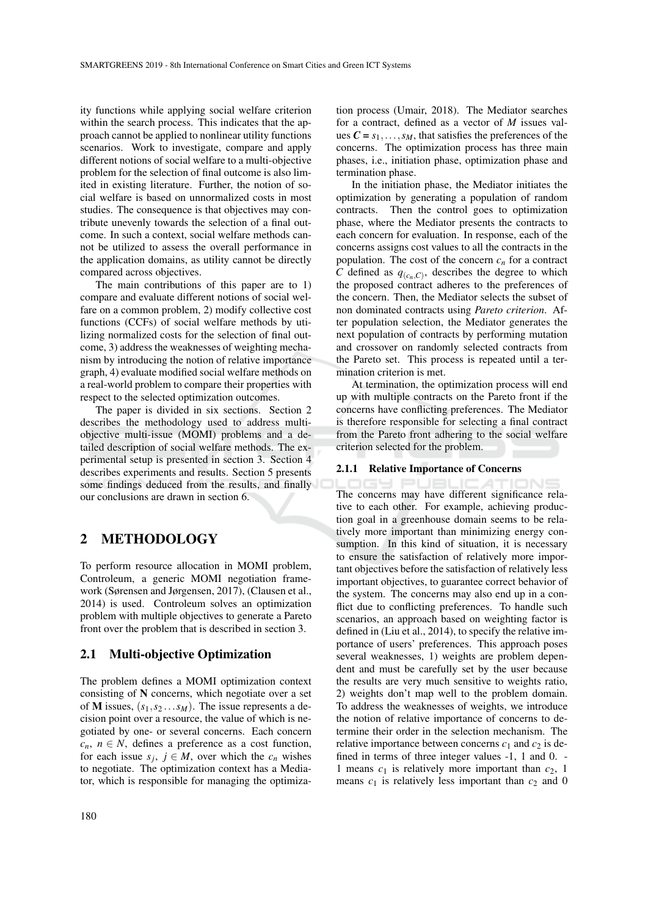ity functions while applying social welfare criterion within the search process. This indicates that the approach cannot be applied to nonlinear utility functions scenarios. Work to investigate, compare and apply different notions of social welfare to a multi-objective problem for the selection of final outcome is also limited in existing literature. Further, the notion of social welfare is based on unnormalized costs in most studies. The consequence is that objectives may contribute unevenly towards the selection of a final outcome. In such a context, social welfare methods cannot be utilized to assess the overall performance in the application domains, as utility cannot be directly compared across objectives.

The main contributions of this paper are to 1) compare and evaluate different notions of social welfare on a common problem, 2) modify collective cost functions (CCFs) of social welfare methods by utilizing normalized costs for the selection of final outcome, 3) address the weaknesses of weighting mechanism by introducing the notion of relative importance graph, 4) evaluate modified social welfare methods on a real-world problem to compare their properties with respect to the selected optimization outcomes.

The paper is divided in six sections. Section 2 describes the methodology used to address multi-objective multi-issue (MOMI) problems and a detailed description of social welfare methods. The experimental setup is presented in section 3. Section 4 describes experiments and results. Section 5 presents some findings deduced from the results, and finally our conclusions are drawn in section 6.

## 2 METHODOLOGY

To perform resource allocation in MOMI problem, Controleum, a generic MOMI negotiation framework (Sørensen and Jørgensen, 2017), (Clausen et al., 2014) is used. Controleum solves an optimization problem with multiple objectives to generate a Pareto front over the problem that is described in section 3.

### 2.1 Multi-objective Optimization

The problem defines a MOMI optimization context consisting of **N** concerns, which negotiate over a set of **M** issues, $(s_1, s_2 \dots s_M)$. The issue represents a decision point over a resource, the value of which is negotiated by one- or several concerns. Each concern $c_n$, $n \in N$, defines a preference as a cost function, for each issue $s_j$, $j \in M$, over which the $c_n$ wishes to negotiate. The optimization context has a Mediator, which is responsible for managing the optimization process (Umair, 2018). The Mediator searches for a contract, defined as a vector of $M$ issues values $\boldsymbol{C} = s_1, \dots, s_M$, that satisfies the preferences of the concerns. The optimization process has three main phases, i.e., initiation phase, optimization phase and termination phase.

In the initiation phase, the Mediator initiates the optimization by generating a population of random contracts. Then the control goes to optimization phase, where the Mediator presents the contracts to each concern for evaluation. In response, each of the concerns assigns cost values to all the contracts in the population. The cost of the concern $c_n$ for a contract $C$ defined as $q_{(c_n,C)}$, describes the degree to which the proposed contract adheres to the preferences of the concern. Then, the Mediator selects the subset of non dominated contracts using *Pareto criterion*. After population selection, the Mediator generates the next population of contracts by performing mutation and crossover on randomly selected contracts from the Pareto set. This process is repeated until a termination criterion is met.

At termination, the optimization process will end up with multiple contracts on the Pareto front if the concerns have conflicting preferences. The Mediator is therefore responsible for selecting a final contract from the Pareto front adhering to the social welfare criterion selected for the problem.

#### 2.1.1 Relative Importance of Concerns

The concerns may have different significance relative to each other. For example, achieving production goal in a greenhouse domain seems to be relatively more important than minimizing energy consumption. In this kind of situation, it is necessary to ensure the satisfaction of relatively more important objectives before the satisfaction of relatively less important objectives, to guarantee correct behavior of the system. The concerns may also end up in a conflict due to conflicting preferences. To handle such scenarios, an approach based on weighting factor is defined in (Liu et al., 2014), to specify the relative importance of users' preferences. This approach poses several weaknesses, 1) weights are problem dependent and must be carefully set by the user because the results are very much sensitive to weights ratio, 2) weights don't map well to the problem domain. To address the weaknesses of weights, we introduce the notion of relative importance of concerns to determine their order in the selection mechanism. The relative importance between concerns $c_1$ and $c_2$ is defined in terms of three integer values -1, 1 and 0. -1 means $c_1$ is relatively more important than $c_2$, 1 means $c_1$ is relatively less important than $c_2$ and 0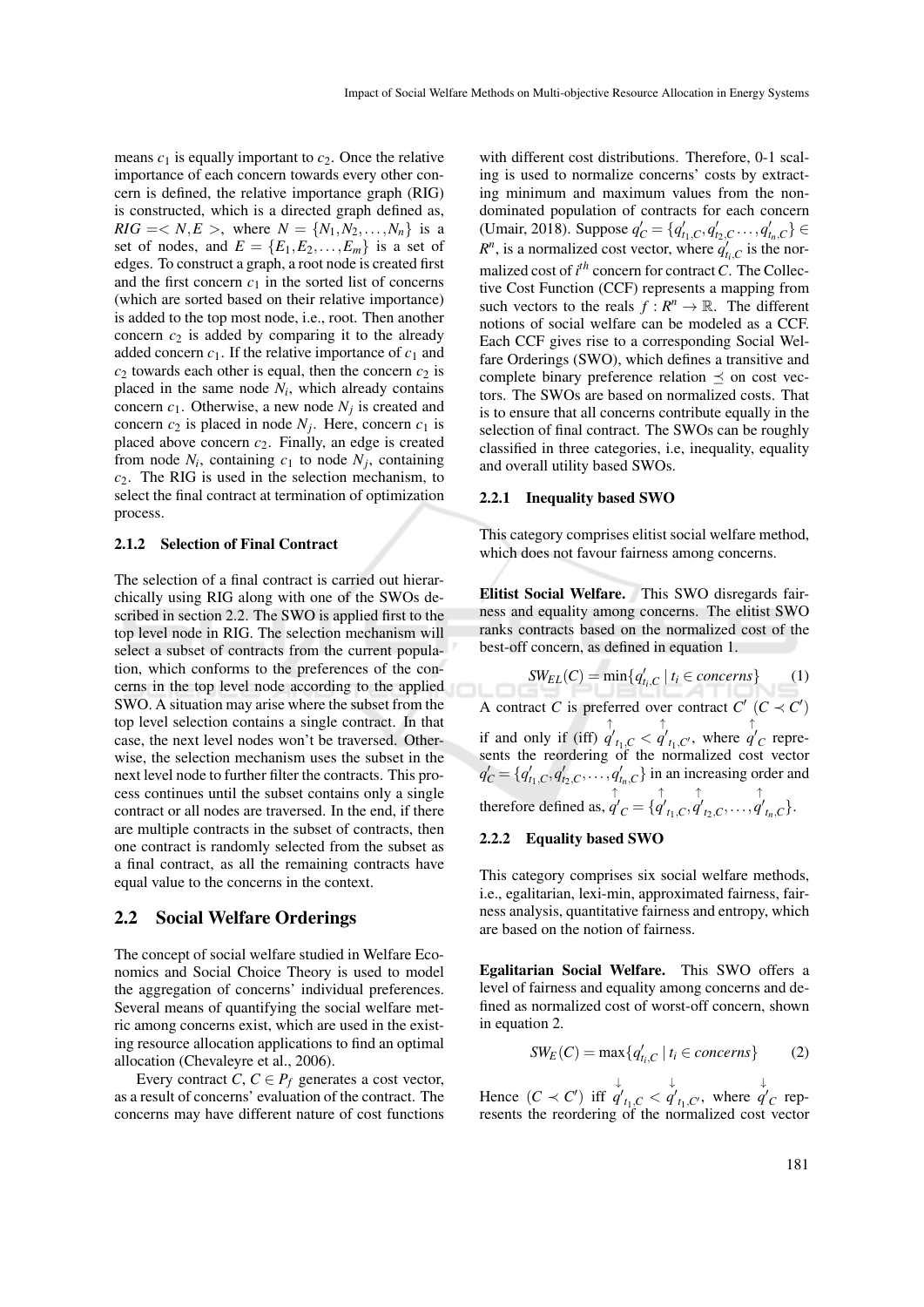means $c_1$ is equally important to $c_2$. Once the relative importance of each concern towards every other concern is defined, the relative importance graph (RIG) is constructed, which is a directed graph defined as, $RIG = < N, E >$, where $N = \{N_1, N_2, \ldots, N_n\}$ is a set of nodes, and $E = \{E_1, E_2, \ldots, E_m\}$ is a set of edges. To construct a graph, a root node is created first and the first concern $c_1$ in the sorted list of concerns (which are sorted based on their relative importance) is added to the top most node, i.e., root. Then another concern $c_2$ is added by comparing it to the already added concern $c_1$. If the relative importance of $c_1$ and $c_2$ towards each other is equal, then the concern $c_2$ is placed in the same node $N_i$, which already contains concern $c_1$. Otherwise, a new node $N_j$ is created and concern $c_2$ is placed in node $N_j$. Here, concern $c_1$ is placed above concern $c_2$. Finally, an edge is created from node $N_i$, containing $c_1$ to node $N_j$, containing $c_2$. The RIG is used in the selection mechanism, to select the final contract at termination of optimization process.

#### 2.1.2 Selection of Final Contract

The selection of a final contract is carried out hierarchically using RIG along with one of the SWOs described in section 2.2. The SWO is applied first to the top level node in RIG. The selection mechanism will select a subset of contracts from the current population, which conforms to the preferences of the concerns in the top level node according to the applied SWO. A situation may arise where the subset from the top level selection contains a single contract. In that case, the next level nodes won't be traversed. Otherwise, the selection mechanism uses the subset in the next level node to further filter the contracts. This process continues until the subset contains only a single contract or all nodes are traversed. In the end, if there are multiple contracts in the subset of contracts, then one contract is randomly selected from the subset as a final contract, as all the remaining contracts have equal value to the concerns in the context.

### 2.2 Social Welfare Orderings

The concept of social welfare studied in Welfare Economics and Social Choice Theory is used to model the aggregation of concerns' individual preferences. Several means of quantifying the social welfare metric among concerns exist, which are used in the existing resource allocation applications to find an optimal allocation (Chevaleyre et al., 2006).

Every contract $C$, $C \in P_f$ generates a cost vector, as a result of concerns' evaluation of the contract. The concerns may have different nature of cost functions with different cost distributions. Therefore, 0-1 scaling is used to normalize concerns' costs by extracting minimum and maximum values from the non-dominated population of contracts for each concern (Umair, 2018). Suppose $q'_C = \{q'_{t_1,C}, q'_{t_2,C} \ldots, q'_{t_n,C}\} \in R^n$, is a normalized cost vector, where $q'_{t_i,C}$ is the normalized cost of $i^{th}$ concern for contract $C$. The Collective Cost Function (CCF) represents a mapping from such vectors to the reals $f : R^n \rightarrow \mathbb{R}$. The different notions of social welfare can be modeled as a CCF. Each CCF gives rise to a corresponding Social Welfare Orderings (SWO), which defines a transitive and complete binary preference relation $\preceq$ on cost vectors. The SWOs are based on normalized costs. That is to ensure that all concerns contribute equally in the selection of final contract. The SWOs can be roughly classified in three categories, i.e, inequality, equality and overall utility based SWOs.

#### 2.2.1 Inequality based SWO

This category comprises elitist social welfare method, which does not favour fairness among concerns.

**Elitist Social Welfare.** This SWO disregards fairness and equality among concerns. The elitist SWO ranks contracts based on the normalized cost of the best-off concern, as defined in equation 1.

$$SW_{EL}(C) = \min\{q'_{t_i,C} \mid t_i \in concerns\} \tag{1}$$

A contract $C$ is preferred over contract $C'$ $(C \prec C')$ if and only if (iff) $\overset{\uparrow}{q'}_{t_1,C} < \overset{\uparrow}{q'}_{t_1,C'}$, where $\overset{\uparrow}{q'}_C$ represents the reordering of the normalized cost vector $q'_C = \{q'_{t_1,C}, q'_{t_2,C}, \ldots, q'_{t_n,C}\}$ in an increasing order and therefore defined as, $\overset{\uparrow}{q'}_C = \{\overset{\uparrow}{q'}_{t_1,C}, \overset{\uparrow}{q'}_{t_2,C}, \ldots, \overset{\uparrow}{q'}_{t_n,C}\}$.

#### 2.2.2 Equality based SWO

This category comprises six social welfare methods, i.e., egalitarian, lexi-min, approximated fairness, fairness analysis, quantitative fairness and entropy, which are based on the notion of fairness.

**Egalitarian Social Welfare.** This SWO offers a level of fairness and equality among concerns and defined as normalized cost of worst-off concern, shown in equation 2.

$$SW_E(C) = \max\{q'_{t_i,C} \mid t_i \in concerns\} \tag{2}$$

Hence $(C \prec C')$ iff $\overset{\downarrow}{q'}_{t_1,C} < \overset{\downarrow}{q'}_{t_1,C'}$, where $\overset{\downarrow}{q'}_C$ represents the reordering of the normalized cost vector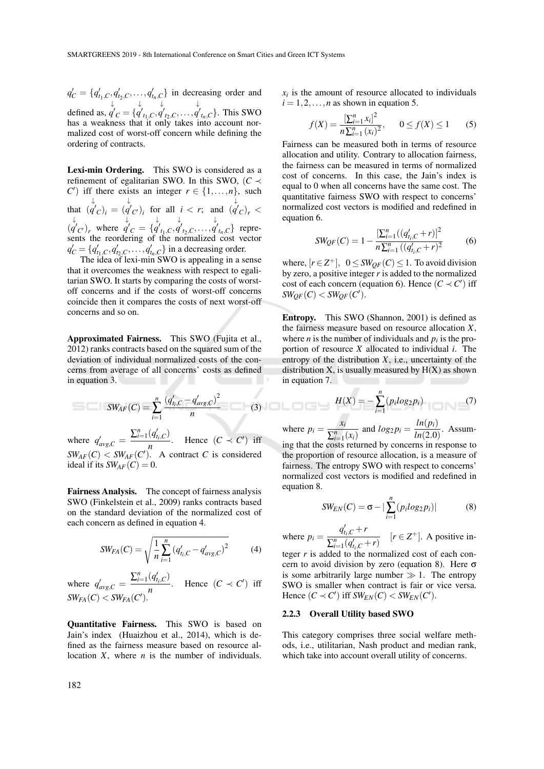$q'_C = \{q'_{t_1,C}, q'_{t_2,C}, \ldots, q'_{t_n,C}\}$ in decreasing order and defined as, $\overset{\downarrow}{q'}_C = \{\overset{\downarrow}{q'}_{t_1,C}, \overset{\downarrow}{q'}_{t_2,C}, \ldots, \overset{\downarrow}{q'}_{t_n,C}\}$. This SWO has a weakness that it only takes into account normalized cost of worst-off concern while defining the ordering of contracts.

**Lexi-min Ordering.** This SWO is considered as a refinement of egalitarian SWO. In this SWO, ($C \prec C'$) iff there exists an integer $r \in \{1, \ldots, n\}$, such that $(\overset{\downarrow}{q'}_C)_i = (\overset{\downarrow}{q'}_{C'})_i$ for all $i < r$; and $(\overset{\downarrow}{q'}_C)_r < (\overset{\downarrow}{q'}_{C'})_r$ where $\overset{\downarrow}{q'}_C = \{\overset{\downarrow}{q'}_{t_1,C}, \overset{\downarrow}{q'}_{t_2,C}, \ldots, \overset{\downarrow}{q'}_{t_n,C}\}$ represents the reordering of the normalized cost vector $q'_C = \{q'_{t_1,C}, q'_{t_2,C}, \ldots, q'_{t_n,C}\}$ in a decreasing order.

The idea of lexi-min SWO is appealing in a sense that it overcomes the weakness with respect to egalitarian SWO. It starts by comparing the costs of worst-off concerns and if the costs of worst-off concerns coincide then it compares the costs of next worst-off concerns and so on.

**Approximated Fairness.** This SWO (Fujita et al., 2012) ranks contracts based on the squared sum of the deviation of individual normalized costs of the concerns from average of all concerns' costs as defined in equation 3.

$$SW_{AF}(C) = \sum_{i=1}^{n} \frac{(q'_{t_i,C} - q'_{avg,C})^2}{n} \tag{3}$$

where $q'_{avg,C} = \frac{\sum_{i=1}^{n}(q'_{t_i,C})}{n}$. Hence $(C \prec C')$ iff $SW_{AF}(C) < SW_{AF}(C')$. A contract $C$ is considered ideal if its $SW_{AF}(C) = 0$.

**Fairness Analysis.** The concept of fairness analysis SWO (Finkelstein et al., 2009) ranks contracts based on the standard deviation of the normalized cost of each concern as defined in equation 4.

$$SW_{FA}(C) = \sqrt{\frac{1}{n}\sum_{i=1}^{n}(q'_{t_i,C} - q'_{avg,C})^2} \tag{4}$$

where $q'_{avg,C} = \frac{\sum_{i=1}^{n}(q'_{t_i,C})}{n}$. Hence $(C \prec C')$ iff $SW_{FA}(C) < SW_{FA}(C')$.

**Quantitative Fairness.** This SWO is based on Jain's index (Huaizhou et al., 2014), which is defined as the fairness measure based on resource allocation $X$, where $n$ is the number of individuals. $x_i$ is the amount of resource allocated to individuals $i = 1, 2, \ldots, n$ as shown in equation 5.

$$f(X) = \frac{[\sum_{i=1}^{n} x_i]^2}{n\sum_{i=1}^{n}(x_i)^2}, \quad 0 \le f(X) \le 1 \tag{5}$$

Fairness can be measured both in terms of resource allocation and utility. Contrary to allocation fairness, the fairness can be measured in terms of normalized cost of concerns. In this case, the Jain's index is equal to 0 when all concerns have the same cost. The quantitative fairness SWO with respect to concerns' normalized cost vectors is modified and redefined in equation 6.

$$SW_{QF}(C) = 1 - \frac{[\sum_{i=1}^{n}((q'_{t_i,C} + r)]^2}{n\sum_{i=1}^{n}((q'_{t_i,C} + r)^2} \tag{6}$$

where, $[r \in Z^+]$, $0 \le SW_{QF}(C) \le 1$. To avoid division by zero, a positive integer $r$ is added to the normalized cost of each concern (equation 6). Hence $(C \prec C')$ iff $SW_{QF}(C) < SW_{QF}(C')$.

**Entropy.** This SWO (Shannon, 2001) is defined as the fairness measure based on resource allocation $X$, where $n$ is the number of individuals and $p_i$ is the proportion of resource $X$ allocated to individual $i$. The entropy of the distribution $X$, i.e., uncertainty of the distribution X, is usually measured by H(X) as shown in equation 7.

$$H(X) = -\sum_{i=1}^{n}(p_i log_2 p_i) \tag{7}$$

where $p_i = \frac{x_i}{\sum_{i=1}^{n}(x_i)}$ and $log_2 p_i = \frac{ln(p_i)}{ln(2.0)}$. Assuming that the costs returned by concerns in response to the proportion of resource allocation, is a measure of fairness. The entropy SWO with respect to concerns' normalized cost vectors is modified and redefined in equation 8.

$$SW_{EN}(C) = \sigma - |\sum_{i=1}^{n}(p_i log_2 p_i)| \tag{8}$$

where $p_i = \frac{q'_{t_i,C} + r}{\sum_{i=1}^{n}(q'_{t_i,C} + r)}$ $[r \in Z^+]$. A positive integer $r$ is added to the normalized cost of each concern to avoid division by zero (equation 8). Here $\sigma$ is some arbitrarily large number $\gg 1$. The entropy SWO is smaller when contract is fair or vice versa. Hence $(C \prec C')$ iff $SW_{EN}(C) < SW_{EN}(C')$.

### 2.2.3 Overall Utility based SWO

This category comprises three social welfare methods, i.e., utilitarian, Nash product and median rank, which take into account overall utility of concerns.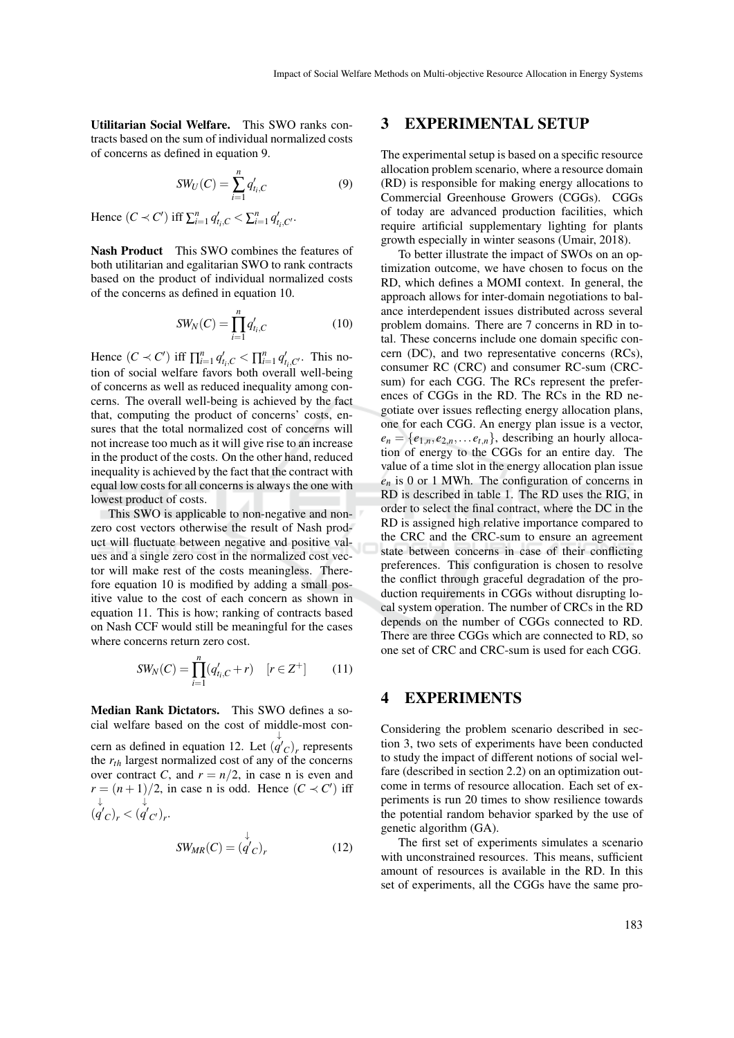**Utilitarian Social Welfare.** This SWO ranks contracts based on the sum of individual normalized costs of concerns as defined in equation 9.

$$SW_U(C) = \sum_{i=1}^{n} q'_{t_i,C} \tag{9}$$

Hence $(C \prec C')$ iff $\sum_{i=1}^{n} q'_{t_i,C} < \sum_{i=1}^{n} q'_{t_i,C'}$.

**Nash Product** This SWO combines the features of both utilitarian and egalitarian SWO to rank contracts based on the product of individual normalized costs of the concerns as defined in equation 10.

$$SW_N(C) = \prod_{i=1}^{n} q'_{t_i,C} \tag{10}$$

Hence $(C \prec C')$ iff $\prod_{i=1}^{n} q'_{t_i,C} < \prod_{i=1}^{n} q'_{t_i,C'}$. This notion of social welfare favors both overall well-being of concerns as well as reduced inequality among concerns. The overall well-being is achieved by the fact that, computing the product of concerns' costs, ensures that the total normalized cost of concerns will not increase too much as it will give rise to an increase in the product of the costs. On the other hand, reduced inequality is achieved by the fact that the contract with equal low costs for all concerns is always the one with lowest product of costs.

This SWO is applicable to non-negative and non-zero cost vectors otherwise the result of Nash product will fluctuate between negative and positive values and a single zero cost in the normalized cost vector will make rest of the costs meaningless. Therefore equation 10 is modified by adding a small positive value to the cost of each concern as shown in equation 11. This is how; ranking of contracts based on Nash CCF would still be meaningful for the cases where concerns return zero cost.

$$SW_N(C) = \prod_{i=1}^{n} (q'_{t_i,C} + r) \quad [r \in \mathbb{Z}^+] \tag{11}$$

**Median Rank Dictators.** This SWO defines a social welfare based on the cost of middle-most concern as defined in equation 12. Let $(\overset{\downarrow}{q'}_C)_r$ represents the $r_{th}$ largest normalized cost of any of the concerns over contract $C$, and $r = n/2$, in case n is even and $r = (n+1)/2$, in case n is odd. Hence $(C \prec C')$ iff $(\overset{\downarrow}{q'}_C)_r < (\overset{\downarrow}{q'}_{C'})_r$.

$$SW_{MR}(C) = (\overset{\downarrow}{q'}_C)_r \tag{12}$$

## 3 EXPERIMENTAL SETUP

The experimental setup is based on a specific resource allocation problem scenario, where a resource domain (RD) is responsible for making energy allocations to Commercial Greenhouse Growers (CGGs). CGGs of today are advanced production facilities, which require artificial supplementary lighting for plants growth especially in winter seasons (Umair, 2018).

To better illustrate the impact of SWOs on an optimization outcome, we have chosen to focus on the RD, which defines a MOMI context. In general, the approach allows for inter-domain negotiations to balance interdependent issues distributed across several problem domains. There are 7 concerns in RD in total. These concerns include one domain specific concern (DC), and two representative concerns (RCs), consumer RC (CRC) and consumer RC-sum (CRC-sum) for each CGG. The RCs represent the preferences of CGGs in the RD. The RCs in the RD negotiate over issues reflecting energy allocation plans, one for each CGG. An energy plan issue is a vector, $e_n = \{e_{1,n}, e_{2,n}, \ldots e_{t,n}\}$, describing an hourly allocation of energy to the CGGs for an entire day. The value of a time slot in the energy allocation plan issue $e_n$ is 0 or 1 MWh. The configuration of concerns in RD is described in table 1. The RD uses the RIG, in order to select the final contract, where the DC in the RD is assigned high relative importance compared to the CRC and the CRC-sum to ensure an agreement state between concerns in case of their conflicting preferences. This configuration is chosen to resolve the conflict through graceful degradation of the production requirements in CGGs without disrupting local system operation. The number of CRCs in the RD depends on the number of CGGs connected to RD. There are three CGGs which are connected to RD, so one set of CRC and CRC-sum is used for each CGG.

## 4 EXPERIMENTS

Considering the problem scenario described in section 3, two sets of experiments have been conducted to study the impact of different notions of social welfare (described in section 2.2) on an optimization outcome in terms of resource allocation. Each set of experiments is run 20 times to show resilience towards the potential random behavior sparked by the use of genetic algorithm (GA).

The first set of experiments simulates a scenario with unconstrained resources. This means, sufficient amount of resources is available in the RD. In this set of experiments, all the CGGs have the same pro-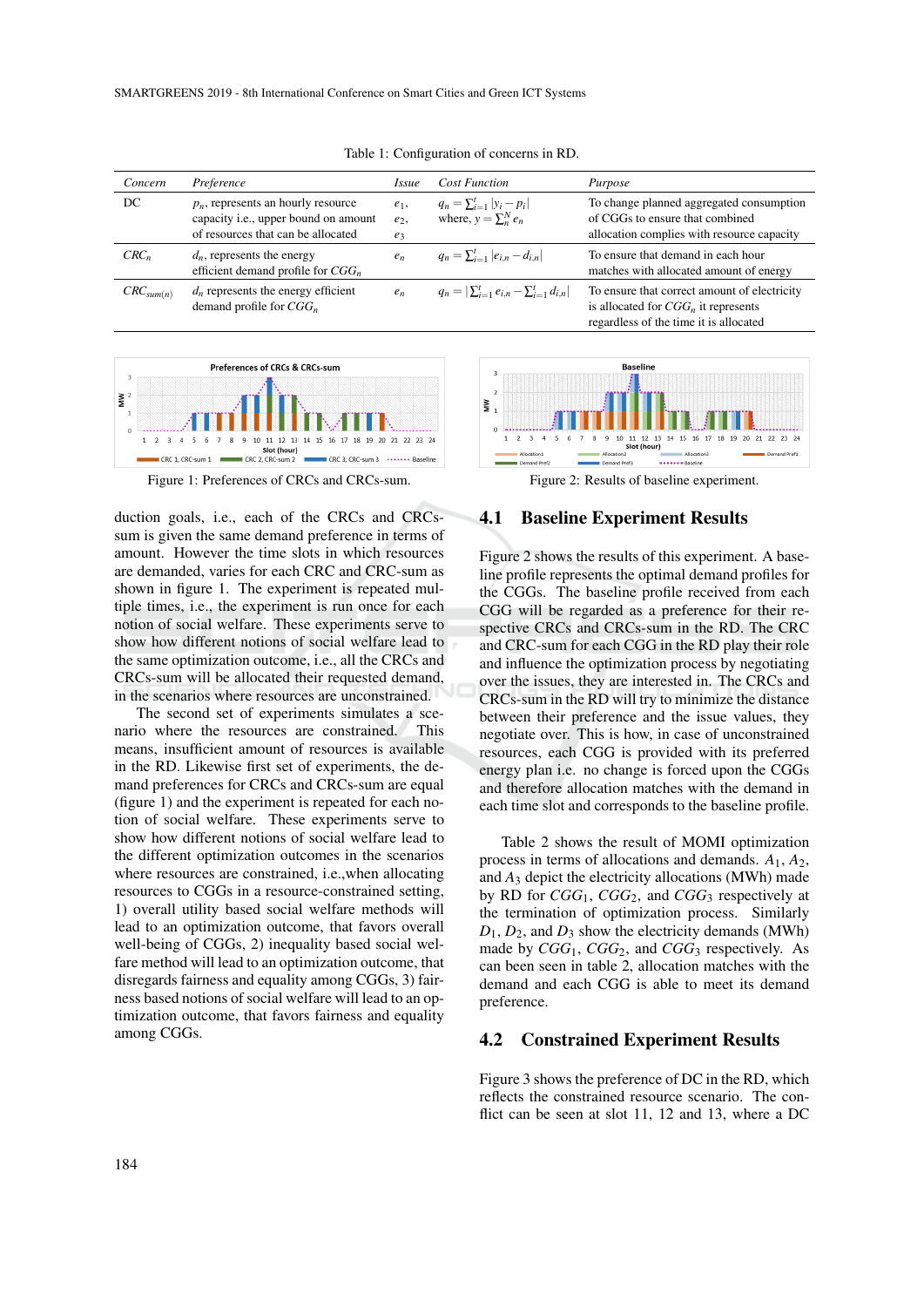Table 1: Configuration of concerns in RD.

| Concern | Preference | Issue | Cost Function | Purpose |
|---|---|---|---|---|
| DC | $p_n$, represents an hourly resource capacity i.e., upper bound on amount of resources that can be allocated | $e_1$, $e_2$, $e_3$ | $q_n = \sum_{i=1}^{t} \lvert y_i - p_i \rvert$ where, $y = \sum_{n}^{N} e_n$ | To change planned aggregated consumption of CGGs to ensure that combined allocation complies with resource capacity |
| $CRC_n$ | $d_n$, represents the energy efficient demand profile for $CGG_n$ | $e_n$ | $q_n = \sum_{i=1}^{t} \lvert e_{i,n} - d_{i,n} \rvert$ | To ensure that demand in each hour matches with allocated amount of energy |
| $CRC_{sum(n)}$ | $d_n$ represents the energy efficient demand profile for $CGG_n$ | $e_n$ | $q_n = \lvert \sum_{i=1}^{t} e_{i,n} - \sum_{i=1}^{t} d_{i,n} \rvert$ | To ensure that correct amount of electricity is allocated for $CGG_n$ it represents regardless of the time it is allocated |

Figure 1: Preferences of CRCs and CRCs-sum.

Figure 2: Results of baseline experiment.

duction goals, i.e., each of the CRCs and CRCs-sum is given the same demand preference in terms of amount. However the time slots in which resources are demanded, varies for each CRC and CRC-sum as shown in figure 1. The experiment is repeated multiple times, i.e., the experiment is run once for each notion of social welfare. These experiments serve to show how different notions of social welfare lead to the same optimization outcome, i.e., all the CRCs and CRCs-sum will be allocated their requested demand, in the scenarios where resources are unconstrained.

The second set of experiments simulates a scenario where the resources are constrained. This means, insufficient amount of resources is available in the RD. Likewise first set of experiments, the demand preferences for CRCs and CRCs-sum are equal (figure 1) and the experiment is repeated for each notion of social welfare. These experiments serve to show how different notions of social welfare lead to the different optimization outcomes in the scenarios where resources are constrained, i.e.,when allocating resources to CGGs in a resource-constrained setting, 1) overall utility based social welfare methods will lead to an optimization outcome, that favors overall well-being of CGGs, 2) inequality based social welfare method will lead to an optimization outcome, that disregards fairness and equality among CGGs, 3) fairness based notions of social welfare will lead to an optimization outcome, that favors fairness and equality among CGGs.

## 4.1 Baseline Experiment Results

Figure 2 shows the results of this experiment. A baseline profile represents the optimal demand profiles for the CGGs. The baseline profile received from each CGG will be regarded as a preference for their respective CRCs and CRCs-sum in the RD. The CRC and CRC-sum for each CGG in the RD play their role and influence the optimization process by negotiating over the issues, they are interested in. The CRCs and CRCs-sum in the RD will try to minimize the distance between their preference and the issue values, they negotiate over. This is how, in case of unconstrained resources, each CGG is provided with its preferred energy plan i.e. no change is forced upon the CGGs and therefore allocation matches with the demand in each time slot and corresponds to the baseline profile.

Table 2 shows the result of MOMI optimization process in terms of allocations and demands. $A_1$, $A_2$, and $A_3$ depict the electricity allocations (MWh) made by RD for $CGG_1$, $CGG_2$, and $CGG_3$ respectively at the termination of optimization process. Similarly $D_1$, $D_2$, and $D_3$ show the electricity demands (MWh) made by $CGG_1$, $CGG_2$, and $CGG_3$ respectively. As can been seen in table 2, allocation matches with the demand and each CGG is able to meet its demand preference.

## 4.2 Constrained Experiment Results

Figure 3 shows the preference of DC in the RD, which reflects the constrained resource scenario. The conflict can be seen at slot 11, 12 and 13, where a DC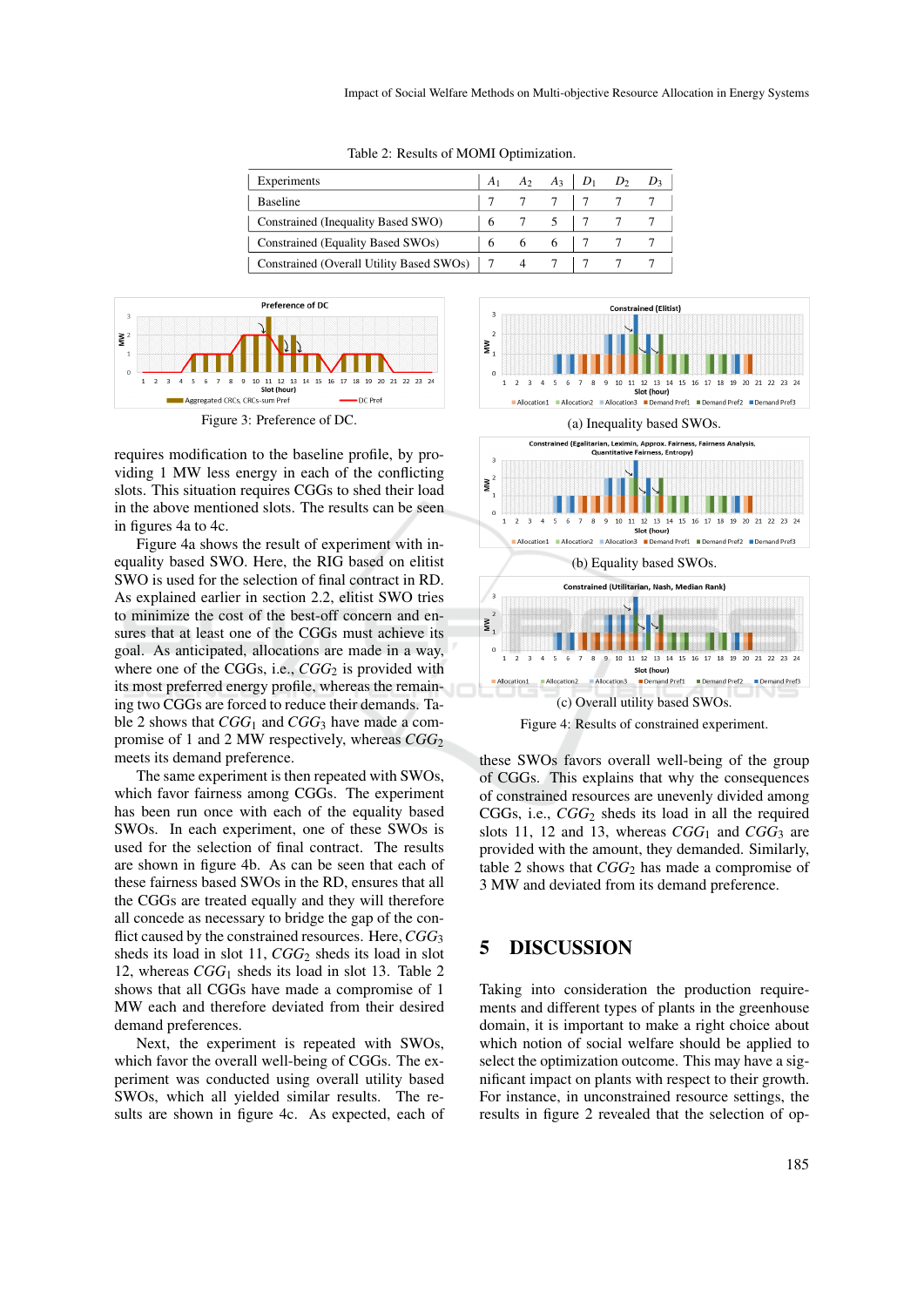Table 2: Results of MOMI Optimization.

| Experiments | $A_1$ | $A_2$ | $A_3$ | $D_1$ | $D_2$ | $D_3$ |
|---|---|---|---|---|---|---|
| Baseline | 7 | 7 | 7 | 7 | 7 | 7 |
| Constrained (Inequality Based SWO) | 6 | 7 | 5 | 7 | 7 | 7 |
| Constrained (Equality Based SWOs) | 6 | 6 | 6 | 7 | 7 | 7 |
| Constrained (Overall Utility Based SWOs) | 7 | 4 | 7 | 7 | 7 | 7 |

Figure 3: Preference of DC.

requires modification to the baseline profile, by providing 1 MW less energy in each of the conflicting slots. This situation requires CGGs to shed their load in the above mentioned slots. The results can be seen in figures 4a to 4c.

Figure 4a shows the result of experiment with inequality based SWO. Here, the RIG based on elitist SWO is used for the selection of final contract in RD. As explained earlier in section 2.2, elitist SWO tries to minimize the cost of the best-off concern and ensures that at least one of the CGGs must achieve its goal. As anticipated, allocations are made in a way, where one of the CGGs, i.e., $CGG_2$ is provided with its most preferred energy profile, whereas the remaining two CGGs are forced to reduce their demands. Table 2 shows that $CGG_1$ and $CGG_3$ have made a compromise of 1 and 2 MW respectively, whereas $CGG_2$ meets its demand preference.

The same experiment is then repeated with SWOs, which favor fairness among CGGs. The experiment has been run once with each of the equality based SWOs. In each experiment, one of these SWOs is used for the selection of final contract. The results are shown in figure 4b. As can be seen that each of these fairness based SWOs in the RD, ensures that all the CGGs are treated equally and they will therefore all concede as necessary to bridge the gap of the conflict caused by the constrained resources. Here, $CGG_3$ sheds its load in slot 11, $CGG_2$ sheds its load in slot 12, whereas $CGG_1$ sheds its load in slot 13. Table 2 shows that all CGGs have made a compromise of 1 MW each and therefore deviated from their desired demand preferences.

Next, the experiment is repeated with SWOs, which favor the overall well-being of CGGs. The experiment was conducted using overall utility based SWOs, which all yielded similar results. The results are shown in figure 4c. As expected, each of these SWOs favors overall well-being of the group of CGGs. This explains that why the consequences of constrained resources are unevenly divided among CGGs, i.e., $CGG_2$ sheds its load in all the required slots 11, 12 and 13, whereas $CGG_1$ and $CGG_3$ are provided with the amount, they demanded. Similarly, table 2 shows that $CGG_2$ has made a compromise of 3 MW and deviated from its demand preference.

(a) Inequality based SWOs.

(b) Equality based SWOs.

(c) Overall utility based SWOs.

Figure 4: Results of constrained experiment.

## 5 DISCUSSION

Taking into consideration the production requirements and different types of plants in the greenhouse domain, it is important to make a right choice about which notion of social welfare should be applied to select the optimization outcome. This may have a significant impact on plants with respect to their growth. For instance, in unconstrained resource settings, the results in figure 2 revealed that the selection of op-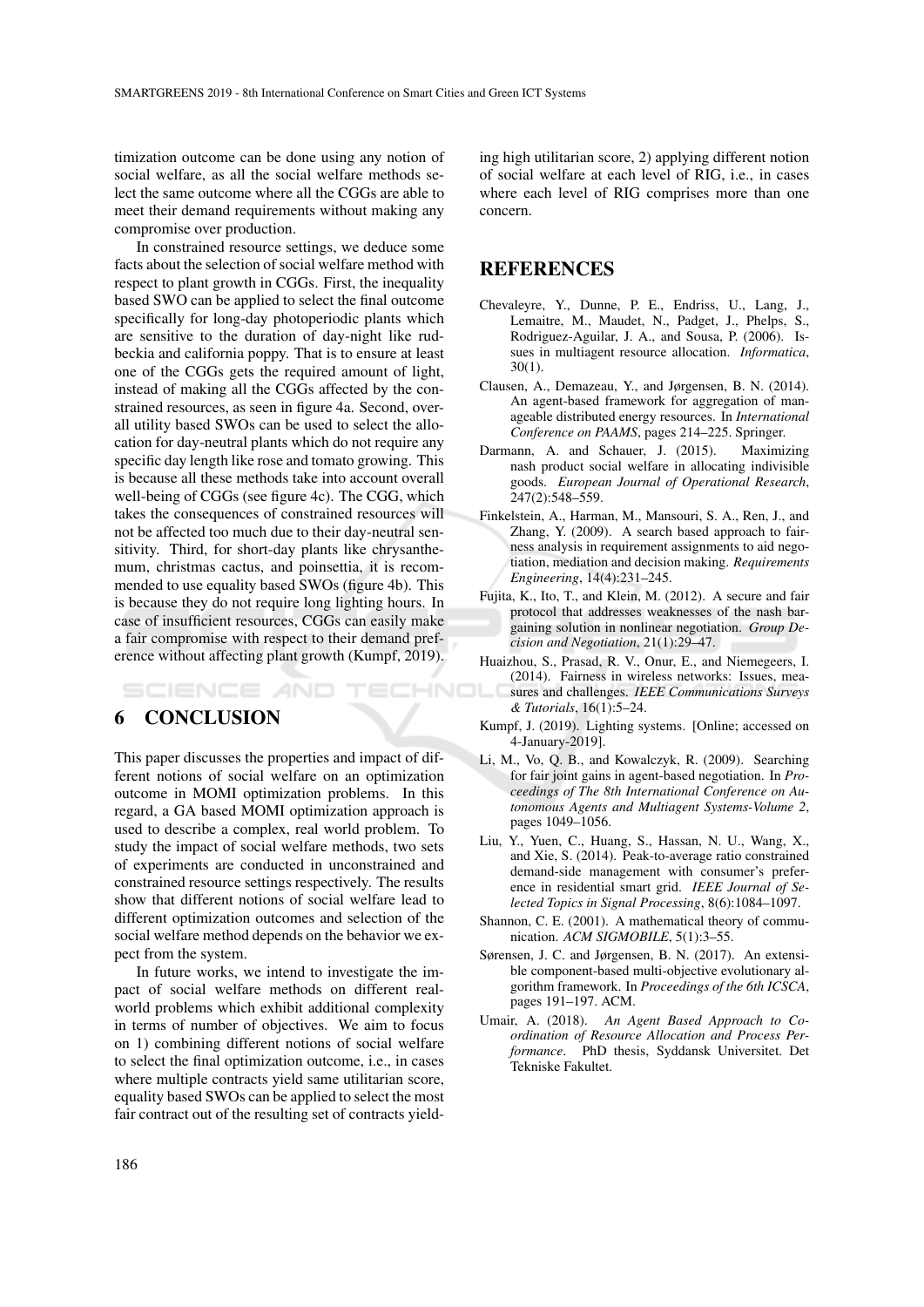timization outcome can be done using any notion of social welfare, as all the social welfare methods select the same outcome where all the CGGs are able to meet their demand requirements without making any compromise over production.

In constrained resource settings, we deduce some facts about the selection of social welfare method with respect to plant growth in CGGs. First, the inequality based SWO can be applied to select the final outcome specifically for long-day photoperiodic plants which are sensitive to the duration of day-night like rudbeckia and california poppy. That is to ensure at least one of the CGGs gets the required amount of light, instead of making all the CGGs affected by the constrained resources, as seen in figure 4a. Second, overall utility based SWOs can be used to select the allocation for day-neutral plants which do not require any specific day length like rose and tomato growing. This is because all these methods take into account overall well-being of CGGs (see figure 4c). The CGG, which takes the consequences of constrained resources will not be affected too much due to their day-neutral sensitivity. Third, for short-day plants like chrysanthemum, christmas cactus, and poinsettia, it is recommended to use equality based SWOs (figure 4b). This is because they do not require long lighting hours. In case of insufficient resources, CGGs can easily make a fair compromise with respect to their demand preference without affecting plant growth (Kumpf, 2019).

## 6 CONCLUSION

This paper discusses the properties and impact of different notions of social welfare on an optimization outcome in MOMI optimization problems. In this regard, a GA based MOMI optimization approach is used to describe a complex, real world problem. To study the impact of social welfare methods, two sets of experiments are conducted in unconstrained and constrained resource settings respectively. The results show that different notions of social welfare lead to different optimization outcomes and selection of the social welfare method depends on the behavior we expect from the system.

In future works, we intend to investigate the impact of social welfare methods on different real-world problems which exhibit additional complexity in terms of number of objectives. We aim to focus on 1) combining different notions of social welfare to select the final optimization outcome, i.e., in cases where multiple contracts yield same utilitarian score, equality based SWOs can be applied to select the most fair contract out of the resulting set of contracts yielding high utilitarian score, 2) applying different notion of social welfare at each level of RIG, i.e., in cases where each level of RIG comprises more than one concern.

## REFERENCES

Chevaleyre, Y., Dunne, P. E., Endriss, U., Lang, J., Lemaitre, M., Maudet, N., Padget, J., Phelps, S., Rodriguez-Aguilar, J. A., and Sousa, P. (2006). Issues in multiagent resource allocation. *Informatica*, 30(1).

Clausen, A., Demazeau, Y., and Jørgensen, B. N. (2014). An agent-based framework for aggregation of manageable distributed energy resources. In *International Conference on PAAMS*, pages 214–225. Springer.

Darmann, A. and Schauer, J. (2015). Maximizing nash product social welfare in allocating indivisible goods. *European Journal of Operational Research*, 247(2):548–559.

Finkelstein, A., Harman, M., Mansouri, S. A., Ren, J., and Zhang, Y. (2009). A search based approach to fairness analysis in requirement assignments to aid negotiation, mediation and decision making. *Requirements Engineering*, 14(4):231–245.

Fujita, K., Ito, T., and Klein, M. (2012). A secure and fair protocol that addresses weaknesses of the nash bargaining solution in nonlinear negotiation. *Group Decision and Negotiation*, 21(1):29–47.

Huaizhou, S., Prasad, R. V., Onur, E., and Niemegeers, I. (2014). Fairness in wireless networks: Issues, measures and challenges. *IEEE Communications Surveys & Tutorials*, 16(1):5–24.

Kumpf, J. (2019). Lighting systems. [Online; accessed on 4-January-2019].

Li, M., Vo, Q. B., and Kowalczyk, R. (2009). Searching for fair joint gains in agent-based negotiation. In *Proceedings of The 8th International Conference on Autonomous Agents and Multiagent Systems-Volume 2*, pages 1049–1056.

Liu, Y., Yuen, C., Huang, S., Hassan, N. U., Wang, X., and Xie, S. (2014). Peak-to-average ratio constrained demand-side management with consumer's preference in residential smart grid. *IEEE Journal of Selected Topics in Signal Processing*, 8(6):1084–1097.

Shannon, C. E. (2001). A mathematical theory of communication. *ACM SIGMOBILE*, 5(1):3–55.

Sørensen, J. C. and Jørgensen, B. N. (2017). An extensible component-based multi-objective evolutionary algorithm framework. In *Proceedings of the 6th ICSCA*, pages 191–197. ACM.

Umair, A. (2018). *An Agent Based Approach to Coordination of Resource Allocation and Process Performance*. PhD thesis, Syddansk Universitet. Det Tekniske Fakultet.